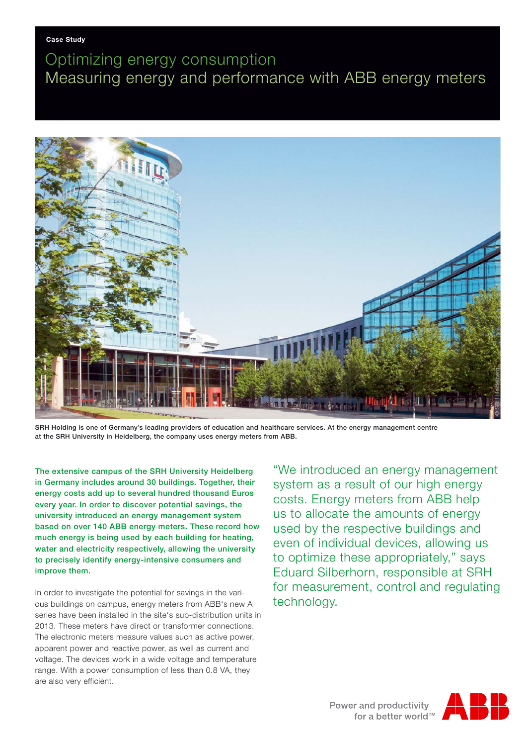**Case Study**

# Optimizing energy consumption
## Measuring energy and performance with ABB energy meters

SRH Holding is one of Germany's leading providers of education and healthcare services. At the energy management centre at the SRH University in Heidelberg, the company uses energy meters from ABB.

**The extensive campus of the SRH University Heidelberg in Germany includes around 30 buildings. Together, their energy costs add up to several hundred thousand Euros every year. In order to discover potential savings, the university introduced an energy management system based on over 140 ABB energy meters. These record how much energy is being used by each building for heating, water and electricity respectively, allowing the university to precisely identify energy-intensive consumers and improve them.**

In order to investigate the potential for savings in the various buildings on campus, energy meters from ABB's new A series have been installed in the site's sub-distribution units in 2013. These meters have direct or transformer connections. The electronic meters measure values such as active power, apparent power and reactive power, as well as current and voltage. The devices work in a wide voltage and temperature range. With a power consumption of less than 0.8 VA, they are also very efficient.

"We introduced an energy management system as a result of our high energy costs. Energy meters from ABB help us to allocate the amounts of energy used by the respective buildings and even of individual devices, allowing us to optimize these appropriately," says Eduard Silberhorn, responsible at SRH for measurement, control and regulating technology.

Power and productivity for a better world™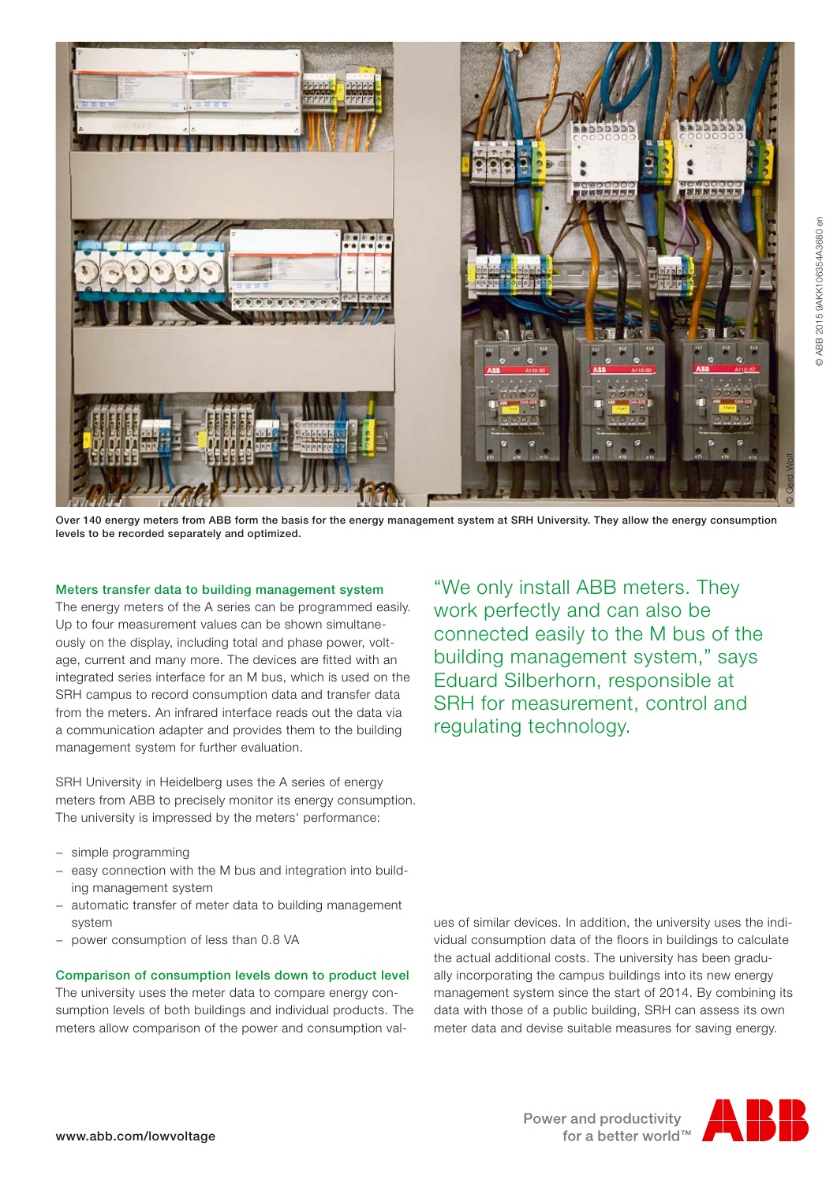Over 140 energy meters from ABB form the basis for the energy management system at SRH University. They allow the energy consumption levels to be recorded separately and optimized.

### Meters transfer data to building management system

The energy meters of the A series can be programmed easily. Up to four measurement values can be shown simultaneously on the display, including total and phase power, voltage, current and many more. The devices are fitted with an integrated series interface for an M bus, which is used on the SRH campus to record consumption data and transfer data from the meters. An infrared interface reads out the data via a communication adapter and provides them to the building management system for further evaluation.

SRH University in Heidelberg uses the A series of energy meters from ABB to precisely monitor its energy consumption. The university is impressed by the meters‘ performance:

- simple programming
- easy connection with the M bus and integration into building management system
- automatic transfer of meter data to building management system
- power consumption of less than 0.8 VA

### Comparison of consumption levels down to product level

The university uses the meter data to compare energy consumption levels of both buildings and individual products. The meters allow comparison of the power and consumption values of similar devices. In addition, the university uses the individual consumption data of the floors in buildings to calculate the actual additional costs. The university has been gradually incorporating the campus buildings into its new energy management system since the start of 2014. By combining its data with those of a public building, SRH can assess its own meter data and devise suitable measures for saving energy.

> “We only install ABB meters. They work perfectly and can also be connected easily to the M bus of the building management system,” says Eduard Silberhorn, responsible at SRH for measurement, control and regulating technology.

www.abb.com/lowvoltage

Power and productivity for a better world™